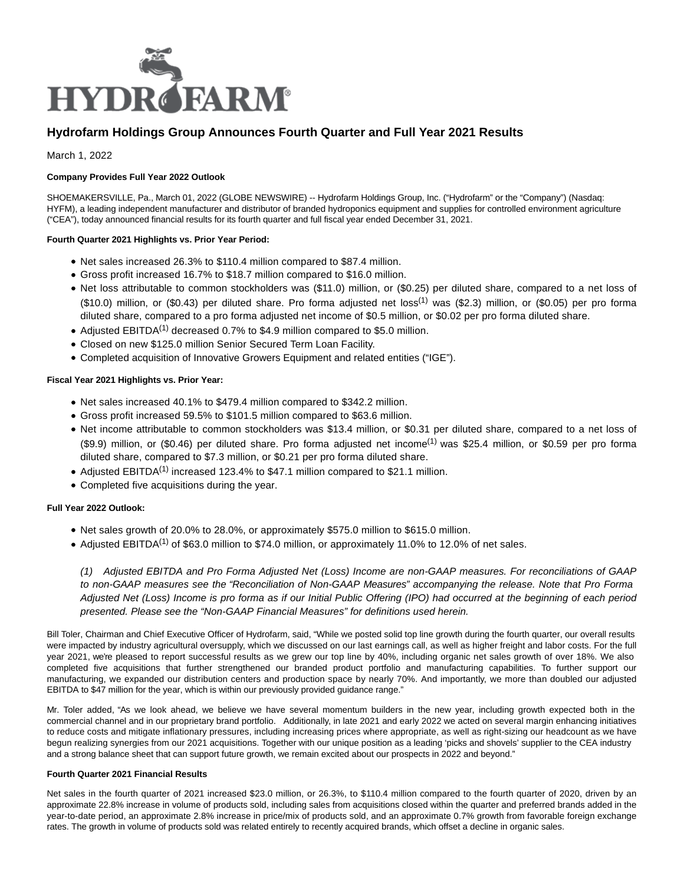# Hydrofarm Holdings Group Announces Fourth Quarter and Full Year 2021 Results

March 1, 2022

**Company Provides Full Year 2022 Outlook**

SHOEMAKERSVILLE, Pa., March 01, 2022 (GLOBE NEWSWIRE) -- Hydrofarm Holdings Group, Inc. ("Hydrofarm" or the "Company") (Nasdaq: HYFM), a leading independent manufacturer and distributor of branded hydroponics equipment and supplies for controlled environment agriculture ("CEA"), today announced financial results for its fourth quarter and full fiscal year ended December 31, 2021.

**Fourth Quarter 2021 Highlights vs. Prior Year Period:**

- Net sales increased 26.3% to $110.4 million compared to $87.4 million.
- Gross profit increased 16.7% to $18.7 million compared to $16.0 million.
- Net loss attributable to common stockholders was ($11.0) million, or ($0.25) per diluted share, compared to a net loss of ($10.0) million, or ($0.43) per diluted share. Pro forma adjusted net loss[(1)] was ($2.3) million, or ($0.05) per pro forma diluted share, compared to a pro forma adjusted net income of $0.5 million, or $0.02 per pro forma diluted share.
- Adjusted EBITDA[(1)] decreased 0.7% to $4.9 million compared to $5.0 million.
- Closed on new $125.0 million Senior Secured Term Loan Facility.
- Completed acquisition of Innovative Growers Equipment and related entities ("IGE").

**Fiscal Year 2021 Highlights vs. Prior Year:**

- Net sales increased 40.1% to $479.4 million compared to $342.2 million.
- Gross profit increased 59.5% to $101.5 million compared to $63.6 million.
- Net income attributable to common stockholders was $13.4 million, or $0.31 per diluted share, compared to a net loss of ($9.9) million, or ($0.46) per diluted share. Pro forma adjusted net income[(1)] was $25.4 million, or $0.59 per pro forma diluted share, compared to $7.3 million, or $0.21 per pro forma diluted share.
- Adjusted EBITDA[(1)] increased 123.4% to $47.1 million compared to $21.1 million.
- Completed five acquisitions during the year.

**Full Year 2022 Outlook:**

- Net sales growth of 20.0% to 28.0%, or approximately $575.0 million to $615.0 million.
- Adjusted EBITDA[(1)] of $63.0 million to $74.0 million, or approximately 11.0% to 12.0% of net sales.

*(1) Adjusted EBITDA and Pro Forma Adjusted Net (Loss) Income are non-GAAP measures. For reconciliations of GAAP to non-GAAP measures see the "Reconciliation of Non-GAAP Measures" accompanying the release. Note that Pro Forma Adjusted Net (Loss) Income is pro forma as if our Initial Public Offering (IPO) had occurred at the beginning of each period presented. Please see the "Non-GAAP Financial Measures" for definitions used herein.*

Bill Toler, Chairman and Chief Executive Officer of Hydrofarm, said, "While we posted solid top line growth during the fourth quarter, our overall results were impacted by industry agricultural oversupply, which we discussed on our last earnings call, as well as higher freight and labor costs. For the full year 2021, we're pleased to report successful results as we grew our top line by 40%, including organic net sales growth of over 18%. We also completed five acquisitions that further strengthened our branded product portfolio and manufacturing capabilities. To further support our manufacturing, we expanded our distribution centers and production space by nearly 70%. And importantly, we more than doubled our adjusted EBITDA to $47 million for the year, which is within our previously provided guidance range."

Mr. Toler added, "As we look ahead, we believe we have several momentum builders in the new year, including growth expected both in the commercial channel and in our proprietary brand portfolio. Additionally, in late 2021 and early 2022 we acted on several margin enhancing initiatives to reduce costs and mitigate inflationary pressures, including increasing prices where appropriate, as well as right-sizing our headcount as we have begun realizing synergies from our 2021 acquisitions. Together with our unique position as a leading 'picks and shovels' supplier to the CEA industry and a strong balance sheet that can support future growth, we remain excited about our prospects in 2022 and beyond."

**Fourth Quarter 2021 Financial Results**

Net sales in the fourth quarter of 2021 increased $23.0 million, or 26.3%, to $110.4 million compared to the fourth quarter of 2020, driven by an approximate 22.8% increase in volume of products sold, including sales from acquisitions closed within the quarter and preferred brands added in the year-to-date period, an approximate 2.8% increase in price/mix of products sold, and an approximate 0.7% growth from favorable foreign exchange rates. The growth in volume of products sold was related entirely to recently acquired brands, which offset a decline in organic sales.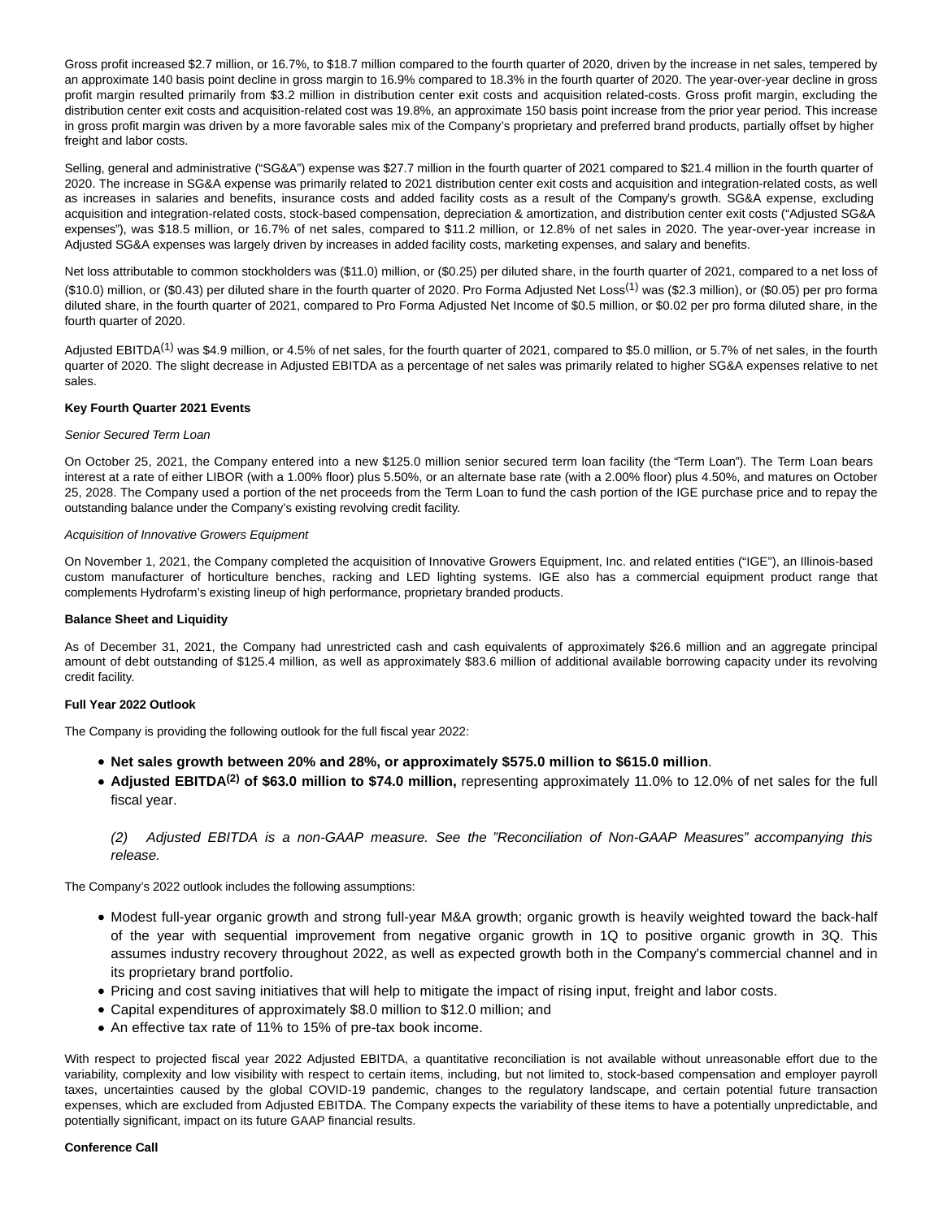Gross profit increased $2.7 million, or 16.7%, to $18.7 million compared to the fourth quarter of 2020, driven by the increase in net sales, tempered by an approximate 140 basis point decline in gross margin to 16.9% compared to 18.3% in the fourth quarter of 2020. The year-over-year decline in gross profit margin resulted primarily from $3.2 million in distribution center exit costs and acquisition related-costs. Gross profit margin, excluding the distribution center exit costs and acquisition-related cost was 19.8%, an approximate 150 basis point increase from the prior year period. This increase in gross profit margin was driven by a more favorable sales mix of the Company's proprietary and preferred brand products, partially offset by higher freight and labor costs.

Selling, general and administrative ("SG&A") expense was $27.7 million in the fourth quarter of 2021 compared to $21.4 million in the fourth quarter of 2020. The increase in SG&A expense was primarily related to 2021 distribution center exit costs and acquisition and integration-related costs, as well as increases in salaries and benefits, insurance costs and added facility costs as a result of the Company's growth. SG&A expense, excluding acquisition and integration-related costs, stock-based compensation, depreciation & amortization, and distribution center exit costs ("Adjusted SG&A expenses"), was $18.5 million, or 16.7% of net sales, compared to $11.2 million, or 12.8% of net sales in 2020. The year-over-year increase in Adjusted SG&A expenses was largely driven by increases in added facility costs, marketing expenses, and salary and benefits.

Net loss attributable to common stockholders was ($11.0) million, or ($0.25) per diluted share, in the fourth quarter of 2021, compared to a net loss of ($10.0) million, or ($0.43) per diluted share in the fourth quarter of 2020. Pro Forma Adjusted Net Loss(1) was ($2.3 million), or ($0.05) per pro forma diluted share, in the fourth quarter of 2021, compared to Pro Forma Adjusted Net Income of $0.5 million, or $0.02 per pro forma diluted share, in the fourth quarter of 2020.

Adjusted EBITDA(1) was $4.9 million, or 4.5% of net sales, for the fourth quarter of 2021, compared to $5.0 million, or 5.7% of net sales, in the fourth quarter of 2020. The slight decrease in Adjusted EBITDA as a percentage of net sales was primarily related to higher SG&A expenses relative to net sales.

**Key Fourth Quarter 2021 Events**

*Senior Secured Term Loan*

On October 25, 2021, the Company entered into a new $125.0 million senior secured term loan facility (the "Term Loan"). The Term Loan bears interest at a rate of either LIBOR (with a 1.00% floor) plus 5.50%, or an alternate base rate (with a 2.00% floor) plus 4.50%, and matures on October 25, 2028. The Company used a portion of the net proceeds from the Term Loan to fund the cash portion of the IGE purchase price and to repay the outstanding balance under the Company's existing revolving credit facility.

*Acquisition of Innovative Growers Equipment*

On November 1, 2021, the Company completed the acquisition of Innovative Growers Equipment, Inc. and related entities ("IGE"), an Illinois-based custom manufacturer of horticulture benches, racking and LED lighting systems. IGE also has a commercial equipment product range that complements Hydrofarm's existing lineup of high performance, proprietary branded products.

**Balance Sheet and Liquidity**

As of December 31, 2021, the Company had unrestricted cash and cash equivalents of approximately $26.6 million and an aggregate principal amount of debt outstanding of $125.4 million, as well as approximately $83.6 million of additional available borrowing capacity under its revolving credit facility.

**Full Year 2022 Outlook**

The Company is providing the following outlook for the full fiscal year 2022:

- **Net sales growth between 20% and 28%, or approximately $575.0 million to $615.0 million**.
- **Adjusted EBITDA(2) of $63.0 million to $74.0 million,** representing approximately 11.0% to 12.0% of net sales for the full fiscal year.

  *(2) Adjusted EBITDA is a non-GAAP measure. See the "Reconciliation of Non-GAAP Measures" accompanying this release.*

The Company's 2022 outlook includes the following assumptions:

- Modest full-year organic growth and strong full-year M&A growth; organic growth is heavily weighted toward the back-half of the year with sequential improvement from negative organic growth in 1Q to positive organic growth in 3Q. This assumes industry recovery throughout 2022, as well as expected growth both in the Company's commercial channel and in its proprietary brand portfolio.
- Pricing and cost saving initiatives that will help to mitigate the impact of rising input, freight and labor costs.
- Capital expenditures of approximately $8.0 million to $12.0 million; and
- An effective tax rate of 11% to 15% of pre-tax book income.

With respect to projected fiscal year 2022 Adjusted EBITDA, a quantitative reconciliation is not available without unreasonable effort due to the variability, complexity and low visibility with respect to certain items, including, but not limited to, stock-based compensation and employer payroll taxes, uncertainties caused by the global COVID-19 pandemic, changes to the regulatory landscape, and certain potential future transaction expenses, which are excluded from Adjusted EBITDA. The Company expects the variability of these items to have a potentially unpredictable, and potentially significant, impact on its future GAAP financial results.

**Conference Call**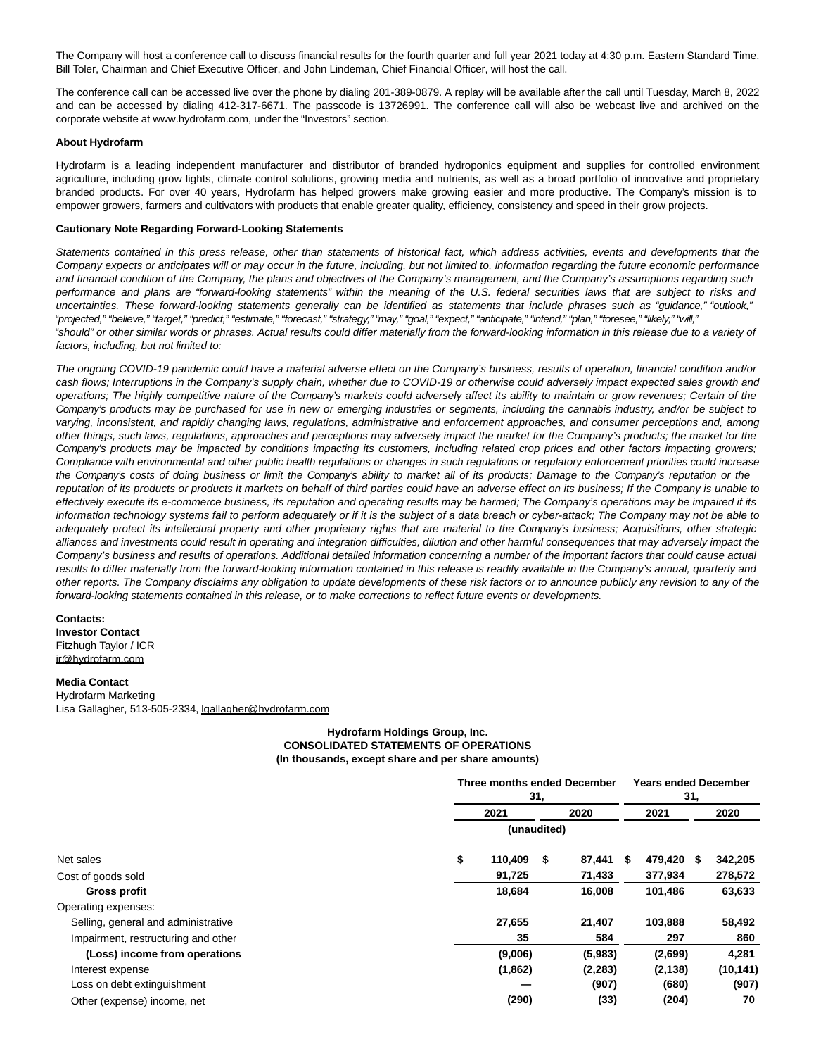The Company will host a conference call to discuss financial results for the fourth quarter and full year 2021 today at 4:30 p.m. Eastern Standard Time. Bill Toler, Chairman and Chief Executive Officer, and John Lindeman, Chief Financial Officer, will host the call.

The conference call can be accessed live over the phone by dialing 201-389-0879. A replay will be available after the call until Tuesday, March 8, 2022 and can be accessed by dialing 412-317-6671. The passcode is 13726991. The conference call will also be webcast live and archived on the corporate website at www.hydrofarm.com, under the "Investors" section.

**About Hydrofarm**

Hydrofarm is a leading independent manufacturer and distributor of branded hydroponics equipment and supplies for controlled environment agriculture, including grow lights, climate control solutions, growing media and nutrients, as well as a broad portfolio of innovative and proprietary branded products. For over 40 years, Hydrofarm has helped growers make growing easier and more productive. The Company's mission is to empower growers, farmers and cultivators with products that enable greater quality, efficiency, consistency and speed in their grow projects.

**Cautionary Note Regarding Forward-Looking Statements**

*Statements contained in this press release, other than statements of historical fact, which address activities, events and developments that the Company expects or anticipates will or may occur in the future, including, but not limited to, information regarding the future economic performance and financial condition of the Company, the plans and objectives of the Company's management, and the Company's assumptions regarding such performance and plans are "forward-looking statements" within the meaning of the U.S. federal securities laws that are subject to risks and uncertainties. These forward-looking statements generally can be identified as statements that include phrases such as "guidance," "outlook," "projected," "believe," "target," "predict," "estimate," "forecast," "strategy," "may," "goal," "expect," "anticipate," "intend," "plan," "foresee," "likely," "will," "should" or other similar words or phrases. Actual results could differ materially from the forward-looking information in this release due to a variety of factors, including, but not limited to:*

*The ongoing COVID-19 pandemic could have a material adverse effect on the Company's business, results of operation, financial condition and/or cash flows; Interruptions in the Company's supply chain, whether due to COVID-19 or otherwise could adversely impact expected sales growth and operations; The highly competitive nature of the Company's markets could adversely affect its ability to maintain or grow revenues; Certain of the Company's products may be purchased for use in new or emerging industries or segments, including the cannabis industry, and/or be subject to varying, inconsistent, and rapidly changing laws, regulations, administrative and enforcement approaches, and consumer perceptions and, among other things, such laws, regulations, approaches and perceptions may adversely impact the market for the Company's products; the market for the Company's products may be impacted by conditions impacting its customers, including related crop prices and other factors impacting growers; Compliance with environmental and other public health regulations or changes in such regulations or regulatory enforcement priorities could increase the Company's costs of doing business or limit the Company's ability to market all of its products; Damage to the Company's reputation or the reputation of its products or products it markets on behalf of third parties could have an adverse effect on its business; If the Company is unable to effectively execute its e-commerce business, its reputation and operating results may be harmed; The Company's operations may be impaired if its information technology systems fail to perform adequately or if it is the subject of a data breach or cyber-attack; The Company may not be able to adequately protect its intellectual property and other proprietary rights that are material to the Company's business; Acquisitions, other strategic alliances and investments could result in operating and integration difficulties, dilution and other harmful consequences that may adversely impact the Company's business and results of operations. Additional detailed information concerning a number of the important factors that could cause actual results to differ materially from the forward-looking information contained in this release is readily available in the Company's annual, quarterly and other reports. The Company disclaims any obligation to update developments of these risk factors or to announce publicly any revision to any of the forward-looking statements contained in this release, or to make corrections to reflect future events or developments.*

**Contacts:**
**Investor Contact**
Fitzhugh Taylor / ICR
ir@hydrofarm.com

**Media Contact**
Hydrofarm Marketing
Lisa Gallagher, 513-505-2334, lgallagher@hydrofarm.com

**Hydrofarm Holdings Group, Inc.**
**CONSOLIDATED STATEMENTS OF OPERATIONS**
**(In thousands, except share and per share amounts)**

| | Three months ended December 31, | | Years ended December 31, | |
|---|---|---|---|---|
| | 2021 | 2020 | 2021 | 2020 |
| | (unaudited) | | | |
| Net sales | $ 110,409 | $ 87,441 | $ 479,420 | $ 342,205 |
| Cost of goods sold | 91,725 | 71,433 | 377,934 | 278,572 |
| **Gross profit** | 18,684 | 16,008 | 101,486 | 63,633 |
| Operating expenses: | | | | |
| Selling, general and administrative | 27,655 | 21,407 | 103,888 | 58,492 |
| Impairment, restructuring and other | 35 | 584 | 297 | 860 |
| **(Loss) income from operations** | (9,006) | (5,983) | (2,699) | 4,281 |
| Interest expense | (1,862) | (2,283) | (2,138) | (10,141) |
| Loss on debt extinguishment | — | (907) | (680) | (907) |
| Other (expense) income, net | (290) | (33) | (204) | 70 |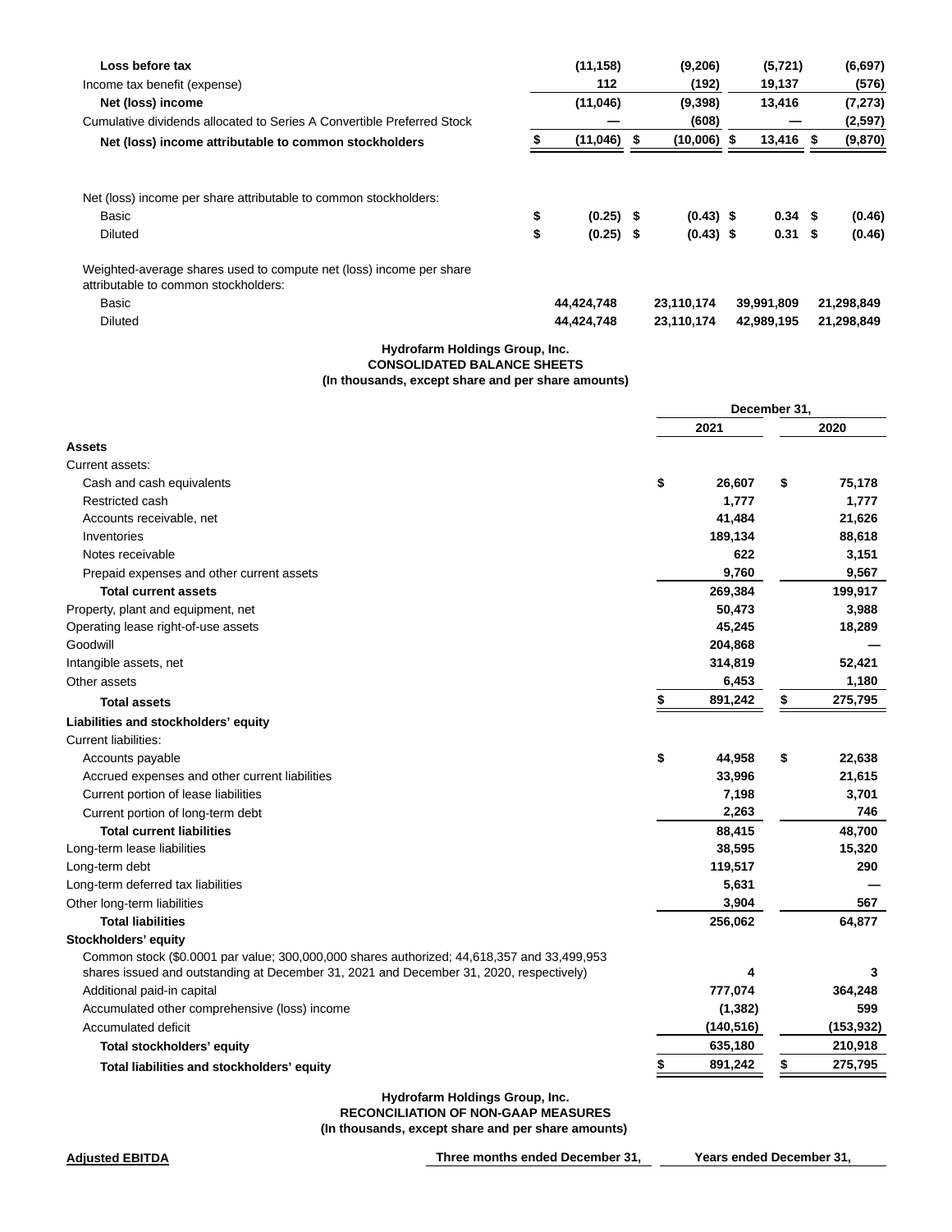| | | | | |
|---|---|---|---|---|
| **Loss before tax** | **(11,158)** | **(9,206)** | **(5,721)** | **(6,697)** |
| Income tax benefit (expense) | **112** | **(192)** | **19,137** | **(576)** |
| **Net (loss) income** | **(11,046)** | **(9,398)** | **13,416** | **(7,273)** |
| Cumulative dividends allocated to Series A Convertible Preferred Stock | **—** | **(608)** | **—** | **(2,597)** |
| **Net (loss) income attributable to common stockholders** | **$ (11,046)** | **$ (10,006)** | **$ 13,416** | **$ (9,870)** |
| | | | | |
| Net (loss) income per share attributable to common stockholders: | | | | |
| Basic | **$ (0.25)** | **$ (0.43)** | **$ 0.34** | **$ (0.46)** |
| Diluted | **$ (0.25)** | **$ (0.43)** | **$ 0.31** | **$ (0.46)** |
| | | | | |
| Weighted-average shares used to compute net (loss) income per share attributable to common stockholders: | | | | |
| Basic | **44,424,748** | **23,110,174** | **39,991,809** | **21,298,849** |
| Diluted | **44,424,748** | **23,110,174** | **42,989,195** | **21,298,849** |

**Hydrofarm Holdings Group, Inc.**
**CONSOLIDATED BALANCE SHEETS**
**(In thousands, except share and per share amounts)**

| | December 31, | |
|---|---|---|
| | 2021 | 2020 |
| **Assets** | | |
| Current assets: | | |
| Cash and cash equivalents | **$ 26,607** | **$ 75,178** |
| Restricted cash | **1,777** | **1,777** |
| Accounts receivable, net | **41,484** | **21,626** |
| Inventories | **189,134** | **88,618** |
| Notes receivable | **622** | **3,151** |
| Prepaid expenses and other current assets | **9,760** | **9,567** |
| **Total current assets** | **269,384** | **199,917** |
| Property, plant and equipment, net | **50,473** | **3,988** |
| Operating lease right-of-use assets | **45,245** | **18,289** |
| Goodwill | **204,868** | **—** |
| Intangible assets, net | **314,819** | **52,421** |
| Other assets | **6,453** | **1,180** |
| **Total assets** | **$ 891,242** | **$ 275,795** |
| **Liabilities and stockholders' equity** | | |
| Current liabilities: | | |
| Accounts payable | **$ 44,958** | **$ 22,638** |
| Accrued expenses and other current liabilities | **33,996** | **21,615** |
| Current portion of lease liabilities | **7,198** | **3,701** |
| Current portion of long-term debt | **2,263** | **746** |
| **Total current liabilities** | **88,415** | **48,700** |
| Long-term lease liabilities | **38,595** | **15,320** |
| Long-term debt | **119,517** | **290** |
| Long-term deferred tax liabilities | **5,631** | **—** |
| Other long-term liabilities | **3,904** | **567** |
| **Total liabilities** | **256,062** | **64,877** |
| **Stockholders' equity** | | |
| Common stock ($0.0001 par value; 300,000,000 shares authorized; 44,618,357 and 33,499,953 shares issued and outstanding at December 31, 2021 and December 31, 2020, respectively) | **4** | **3** |
| Additional paid-in capital | **777,074** | **364,248** |
| Accumulated other comprehensive (loss) income | **(1,382)** | **599** |
| Accumulated deficit | **(140,516)** | **(153,932)** |
| **Total stockholders' equity** | **635,180** | **210,918** |
| **Total liabilities and stockholders' equity** | **$ 891,242** | **$ 275,795** |

**Hydrofarm Holdings Group, Inc.**
**RECONCILIATION OF NON-GAAP MEASURES**
**(In thousands, except share and per share amounts)**

| **Adjusted EBITDA** | **Three months ended December 31,** | **Years ended December 31,** |
|---|---|---|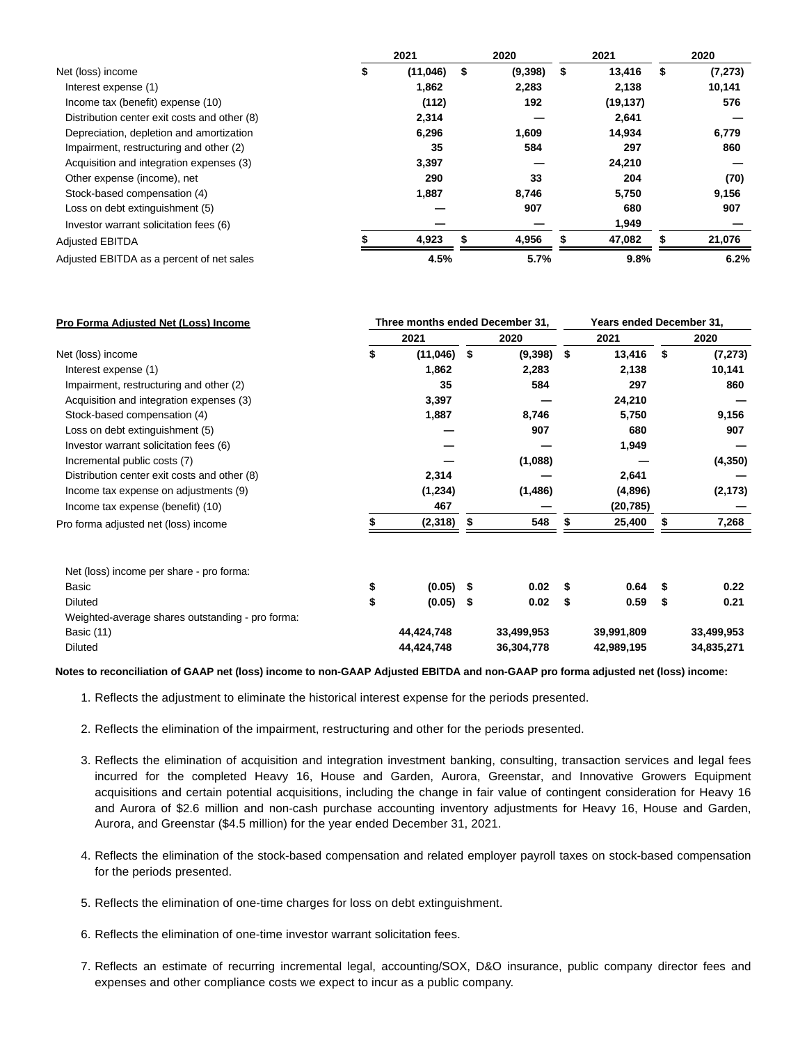| | 2021 | 2020 | 2021 | 2020 |
|---|---|---|---|---|
| Net (loss) income | $ (11,046) | $ (9,398) | $ 13,416 | $ (7,273) |
| Interest expense (1) | 1,862 | 2,283 | 2,138 | 10,141 |
| Income tax (benefit) expense (10) | (112) | 192 | (19,137) | 576 |
| Distribution center exit costs and other (8) | 2,314 | — | 2,641 | — |
| Depreciation, depletion and amortization | 6,296 | 1,609 | 14,934 | 6,779 |
| Impairment, restructuring and other (2) | 35 | 584 | 297 | 860 |
| Acquisition and integration expenses (3) | 3,397 | — | 24,210 | — |
| Other expense (income), net | 290 | 33 | 204 | (70) |
| Stock-based compensation (4) | 1,887 | 8,746 | 5,750 | 9,156 |
| Loss on debt extinguishment (5) | — | 907 | 680 | 907 |
| Investor warrant solicitation fees (6) | — | — | 1,949 | — |
| Adjusted EBITDA | $ 4,923 | $ 4,956 | $ 47,082 | $ 21,076 |
| Adjusted EBITDA as a percent of net sales | 4.5% | 5.7% | 9.8% | 6.2% |

| **Pro Forma Adjusted Net (Loss) Income** | **Three months ended December 31,** | | **Years ended December 31,** | |
|---|---|---|---|---|
| | **2021** | **2020** | **2021** | **2020** |
| Net (loss) income | $ (11,046) | $ (9,398) | $ 13,416 | $ (7,273) |
| Interest expense (1) | 1,862 | 2,283 | 2,138 | 10,141 |
| Impairment, restructuring and other (2) | 35 | 584 | 297 | 860 |
| Acquisition and integration expenses (3) | 3,397 | — | 24,210 | — |
| Stock-based compensation (4) | 1,887 | 8,746 | 5,750 | 9,156 |
| Loss on debt extinguishment (5) | — | 907 | 680 | 907 |
| Investor warrant solicitation fees (6) | — | — | 1,949 | — |
| Incremental public costs (7) | — | (1,088) | — | (4,350) |
| Distribution center exit costs and other (8) | 2,314 | — | 2,641 | — |
| Income tax expense on adjustments (9) | (1,234) | (1,486) | (4,896) | (2,173) |
| Income tax expense (benefit) (10) | 467 | — | (20,785) | — |
| Pro forma adjusted net (loss) income | $ (2,318) | $ 548 | $ 25,400 | $ 7,268 |
| | | | | |
| Net (loss) income per share - pro forma: | | | | |
| Basic | $ (0.05) | $ 0.02 | $ 0.64 | $ 0.22 |
| Diluted | $ (0.05) | $ 0.02 | $ 0.59 | $ 0.21 |
| Weighted-average shares outstanding - pro forma: | | | | |
| Basic (11) | 44,424,748 | 33,499,953 | 39,991,809 | 33,499,953 |
| Diluted | 44,424,748 | 36,304,778 | 42,989,195 | 34,835,271 |

**Notes to reconciliation of GAAP net (loss) income to non-GAAP Adjusted EBITDA and non-GAAP pro forma adjusted net (loss) income:**

1. Reflects the adjustment to eliminate the historical interest expense for the periods presented.

2. Reflects the elimination of the impairment, restructuring and other for the periods presented.

3. Reflects the elimination of acquisition and integration investment banking, consulting, transaction services and legal fees incurred for the completed Heavy 16, House and Garden, Aurora, Greenstar, and Innovative Growers Equipment acquisitions and certain potential acquisitions, including the change in fair value of contingent consideration for Heavy 16 and Aurora of $2.6 million and non-cash purchase accounting inventory adjustments for Heavy 16, House and Garden, Aurora, and Greenstar ($4.5 million) for the year ended December 31, 2021.

4. Reflects the elimination of the stock-based compensation and related employer payroll taxes on stock-based compensation for the periods presented.

5. Reflects the elimination of one-time charges for loss on debt extinguishment.

6. Reflects the elimination of one-time investor warrant solicitation fees.

7. Reflects an estimate of recurring incremental legal, accounting/SOX, D&O insurance, public company director fees and expenses and other compliance costs we expect to incur as a public company.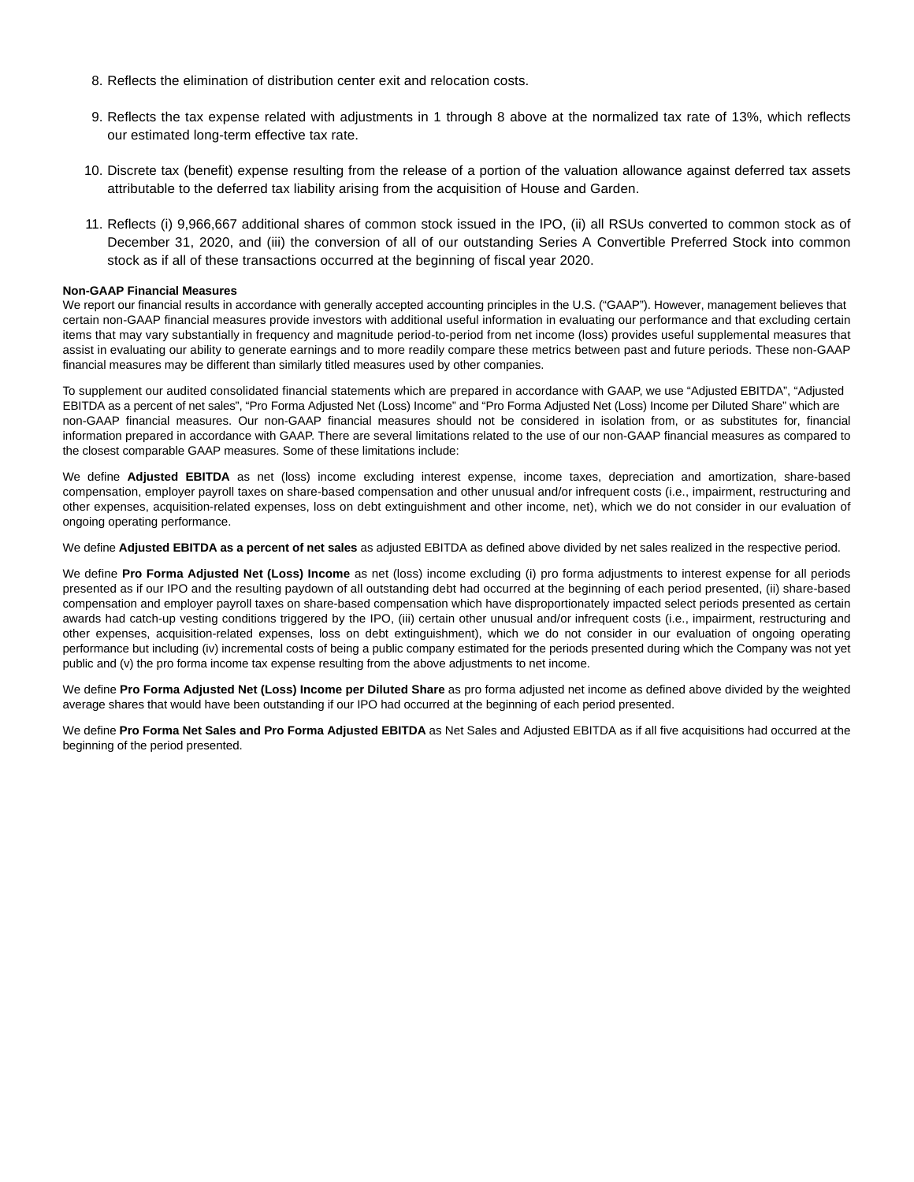8. Reflects the elimination of distribution center exit and relocation costs.

9. Reflects the tax expense related with adjustments in 1 through 8 above at the normalized tax rate of 13%, which reflects our estimated long-term effective tax rate.

10. Discrete tax (benefit) expense resulting from the release of a portion of the valuation allowance against deferred tax assets attributable to the deferred tax liability arising from the acquisition of House and Garden.

11. Reflects (i) 9,966,667 additional shares of common stock issued in the IPO, (ii) all RSUs converted to common stock as of December 31, 2020, and (iii) the conversion of all of our outstanding Series A Convertible Preferred Stock into common stock as if all of these transactions occurred at the beginning of fiscal year 2020.

**Non-GAAP Financial Measures**

We report our financial results in accordance with generally accepted accounting principles in the U.S. ("GAAP"). However, management believes that certain non-GAAP financial measures provide investors with additional useful information in evaluating our performance and that excluding certain items that may vary substantially in frequency and magnitude period-to-period from net income (loss) provides useful supplemental measures that assist in evaluating our ability to generate earnings and to more readily compare these metrics between past and future periods. These non-GAAP financial measures may be different than similarly titled measures used by other companies.

To supplement our audited consolidated financial statements which are prepared in accordance with GAAP, we use "Adjusted EBITDA", "Adjusted EBITDA as a percent of net sales", "Pro Forma Adjusted Net (Loss) Income" and "Pro Forma Adjusted Net (Loss) Income per Diluted Share" which are non-GAAP financial measures. Our non-GAAP financial measures should not be considered in isolation from, or as substitutes for, financial information prepared in accordance with GAAP. There are several limitations related to the use of our non-GAAP financial measures as compared to the closest comparable GAAP measures. Some of these limitations include:

We define **Adjusted EBITDA** as net (loss) income excluding interest expense, income taxes, depreciation and amortization, share-based compensation, employer payroll taxes on share-based compensation and other unusual and/or infrequent costs (i.e., impairment, restructuring and other expenses, acquisition-related expenses, loss on debt extinguishment and other income, net), which we do not consider in our evaluation of ongoing operating performance.

We define **Adjusted EBITDA as a percent of net sales** as adjusted EBITDA as defined above divided by net sales realized in the respective period.

We define **Pro Forma Adjusted Net (Loss) Income** as net (loss) income excluding (i) pro forma adjustments to interest expense for all periods presented as if our IPO and the resulting paydown of all outstanding debt had occurred at the beginning of each period presented, (ii) share-based compensation and employer payroll taxes on share-based compensation which have disproportionately impacted select periods presented as certain awards had catch-up vesting conditions triggered by the IPO, (iii) certain other unusual and/or infrequent costs (i.e., impairment, restructuring and other expenses, acquisition-related expenses, loss on debt extinguishment), which we do not consider in our evaluation of ongoing operating performance but including (iv) incremental costs of being a public company estimated for the periods presented during which the Company was not yet public and (v) the pro forma income tax expense resulting from the above adjustments to net income.

We define **Pro Forma Adjusted Net (Loss) Income per Diluted Share** as pro forma adjusted net income as defined above divided by the weighted average shares that would have been outstanding if our IPO had occurred at the beginning of each period presented.

We define **Pro Forma Net Sales and Pro Forma Adjusted EBITDA** as Net Sales and Adjusted EBITDA as if all five acquisitions had occurred at the beginning of the period presented.